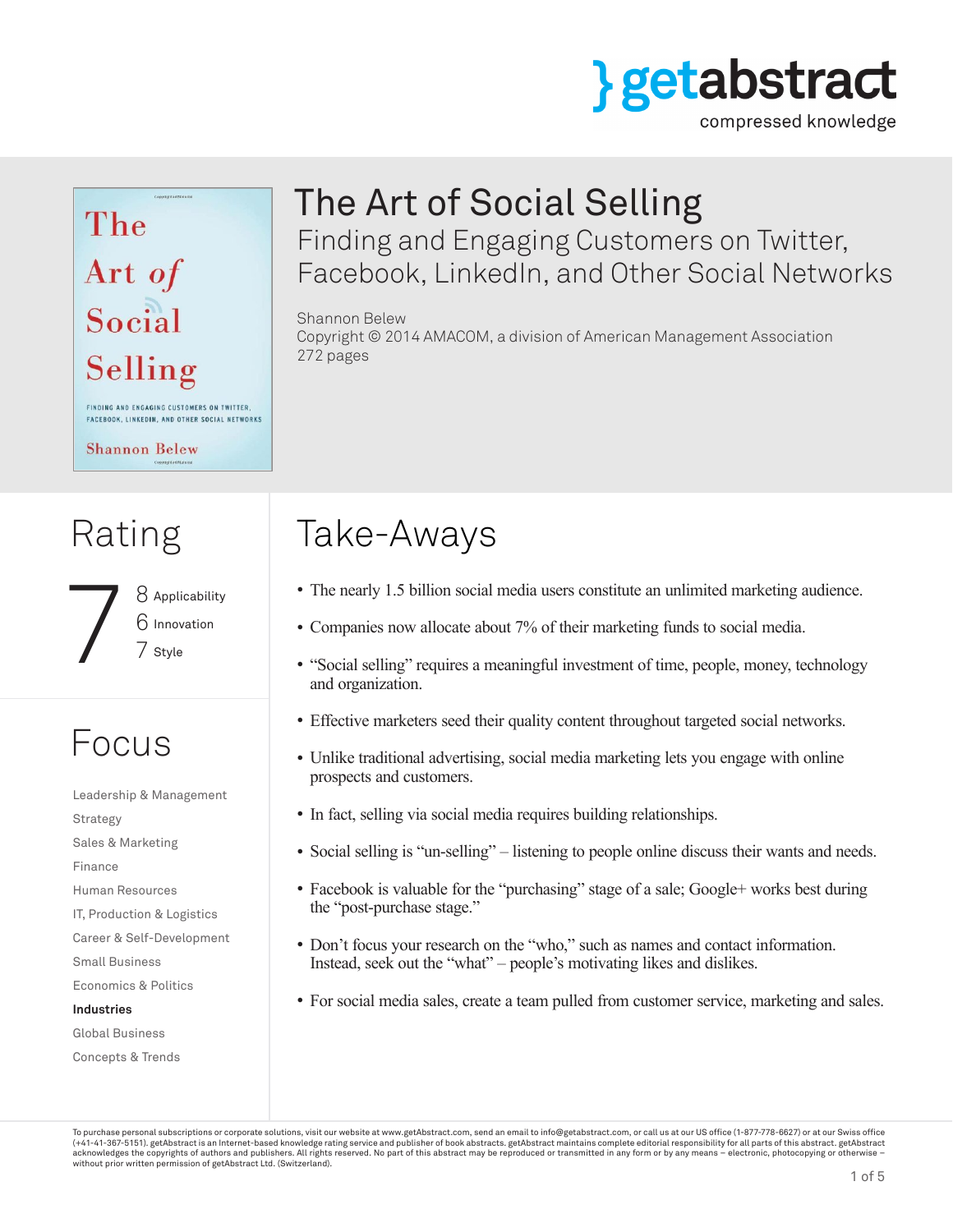getabstract
compressed knowledge

# The Art of Social Selling

## Finding and Engaging Customers on Twitter, Facebook, LinkedIn, and Other Social Networks

Shannon Belew
Copyright © 2014 AMACOM, a division of American Management Association
272 pages

## Rating

7

- 8 Applicability
- 6 Innovation
- 7 Style

## Focus

- Leadership & Management
- Strategy
- Sales & Marketing
- Finance
- Human Resources
- IT, Production & Logistics
- Career & Self-Development
- Small Business
- Economics & Politics
- **Industries**
- Global Business
- Concepts & Trends

## Take-Aways

- The nearly 1.5 billion social media users constitute an unlimited marketing audience.
- Companies now allocate about 7% of their marketing funds to social media.
- "Social selling" requires a meaningful investment of time, people, money, technology and organization.
- Effective marketers seed their quality content throughout targeted social networks.
- Unlike traditional advertising, social media marketing lets you engage with online prospects and customers.
- In fact, selling via social media requires building relationships.
- Social selling is "un-selling" – listening to people online discuss their wants and needs.
- Facebook is valuable for the "purchasing" stage of a sale; Google+ works best during the "post-purchase stage."
- Don't focus your research on the "who," such as names and contact information. Instead, seek out the "what" – people's motivating likes and dislikes.
- For social media sales, create a team pulled from customer service, marketing and sales.

To purchase personal subscriptions or corporate solutions, visit our website at www.getAbstract.com, send an email to info@getabstract.com, or call us at our US office (1-877-778-6627) or at our Swiss office (+41-41-367-5151). getAbstract is an Internet-based knowledge rating service and publisher of book abstracts. getAbstract maintains complete editorial responsibility for all parts of this abstract. getAbstract acknowledges the copyrights of authors and publishers. All rights reserved. No part of this abstract may be reproduced or transmitted in any form or by any means – electronic, photocopying or otherwise – without prior written permission of getAbstract Ltd. (Switzerland).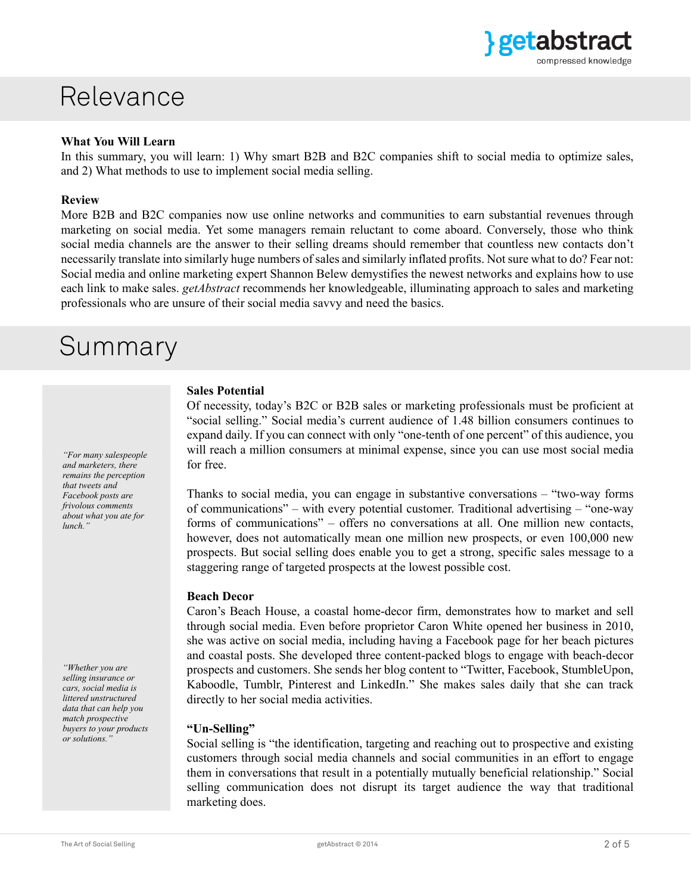# Relevance

**What You Will Learn**

In this summary, you will learn: 1) Why smart B2B and B2C companies shift to social media to optimize sales, and 2) What methods to use to implement social media selling.

**Review**

More B2B and B2C companies now use online networks and communities to earn substantial revenues through marketing on social media. Yet some managers remain reluctant to come aboard. Conversely, those who think social media channels are the answer to their selling dreams should remember that countless new contacts don't necessarily translate into similarly huge numbers of sales and similarly inflated profits. Not sure what to do? Fear not: Social media and online marketing expert Shannon Belew demystifies the newest networks and explains how to use each link to make sales. *getAbstract* recommends her knowledgeable, illuminating approach to sales and marketing professionals who are unsure of their social media savvy and need the basics.

# Summary

**Sales Potential**

Of necessity, today's B2C or B2B sales or marketing professionals must be proficient at "social selling." Social media's current audience of 1.48 billion consumers continues to expand daily. If you can connect with only "one-tenth of one percent" of this audience, you will reach a million consumers at minimal expense, since you can use most social media for free.

*"For many salespeople and marketers, there remains the perception that tweets and Facebook posts are frivolous comments about what you ate for lunch."*

Thanks to social media, you can engage in substantive conversations – "two-way forms of communications" – with every potential customer. Traditional advertising – "one-way forms of communications" – offers no conversations at all. One million new contacts, however, does not automatically mean one million new prospects, or even 100,000 new prospects. But social selling does enable you to get a strong, specific sales message to a staggering range of targeted prospects at the lowest possible cost.

**Beach Decor**

Caron's Beach House, a coastal home-decor firm, demonstrates how to market and sell through social media. Even before proprietor Caron White opened her business in 2010, she was active on social media, including having a Facebook page for her beach pictures and coastal posts. She developed three content-packed blogs to engage with beach-decor prospects and customers. She sends her blog content to "Twitter, Facebook, StumbleUpon, Kaboodle, Tumblr, Pinterest and LinkedIn." She makes sales daily that she can track directly to her social media activities.

*"Whether you are selling insurance or cars, social media is littered unstructured data that can help you match prospective buyers to your products or solutions."*

**"Un-Selling"**

Social selling is "the identification, targeting and reaching out to prospective and existing customers through social media channels and social communities in an effort to engage them in conversations that result in a potentially mutually beneficial relationship." Social selling communication does not disrupt its target audience the way that traditional marketing does.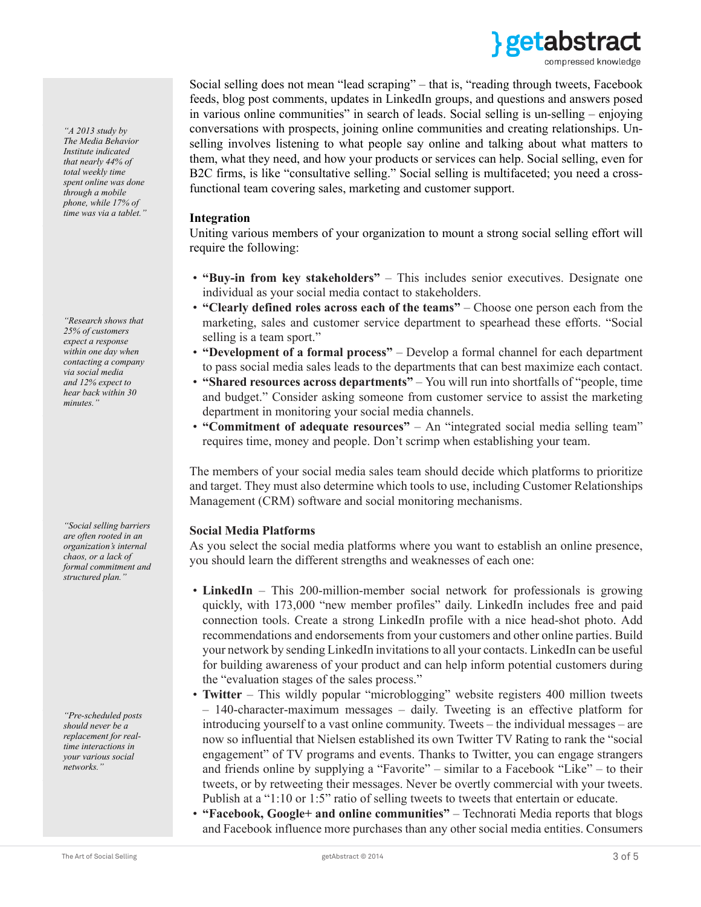Social selling does not mean "lead scraping" – that is, "reading through tweets, Facebook feeds, blog post comments, updates in LinkedIn groups, and questions and answers posed in various online communities" in search of leads. Social selling is un-selling – enjoying conversations with prospects, joining online communities and creating relationships. Unselling involves listening to what people say online and talking about what matters to them, what they need, and how your products or services can help. Social selling, even for B2C firms, is like "consultative selling." Social selling is multifaceted; you need a cross-functional team covering sales, marketing and customer support.

*"A 2013 study by The Media Behavior Institute indicated that nearly 44% of total weekly time spent online was done through a mobile phone, while 17% of time was via a tablet."*

### Integration

Uniting various members of your organization to mount a strong social selling effort will require the following:

- **"Buy-in from key stakeholders"** – This includes senior executives. Designate one individual as your social media contact to stakeholders.
- **"Clearly defined roles across each of the teams"** – Choose one person each from the marketing, sales and customer service department to spearhead these efforts. "Social selling is a team sport."
- **"Development of a formal process"** – Develop a formal channel for each department to pass social media sales leads to the departments that can best maximize each contact.
- **"Shared resources across departments"** – You will run into shortfalls of "people, time and budget." Consider asking someone from customer service to assist the marketing department in monitoring your social media channels.
- **"Commitment of adequate resources"** – An "integrated social media selling team" requires time, money and people. Don't scrimp when establishing your team.

*"Research shows that 25% of customers expect a response within one day when contacting a company via social media and 12% expect to hear back within 30 minutes."*

The members of your social media sales team should decide which platforms to prioritize and target. They must also determine which tools to use, including Customer Relationships Management (CRM) software and social monitoring mechanisms.

*"Social selling barriers are often rooted in an organization's internal chaos, or a lack of formal commitment and structured plan."*

### Social Media Platforms

As you select the social media platforms where you want to establish an online presence, you should learn the different strengths and weaknesses of each one:

- **LinkedIn** – This 200-million-member social network for professionals is growing quickly, with 173,000 "new member profiles" daily. LinkedIn includes free and paid connection tools. Create a strong LinkedIn profile with a nice head-shot photo. Add recommendations and endorsements from your customers and other online parties. Build your network by sending LinkedIn invitations to all your contacts. LinkedIn can be useful for building awareness of your product and can help inform potential customers during the "evaluation stages of the sales process."
- **Twitter** – This wildly popular "microblogging" website registers 400 million tweets – 140-character-maximum messages – daily. Tweeting is an effective platform for introducing yourself to a vast online community. Tweets – the individual messages – are now so influential that Nielsen established its own Twitter TV Rating to rank the "social engagement" of TV programs and events. Thanks to Twitter, you can engage strangers and friends online by supplying a "Favorite" – similar to a Facebook "Like" – to their tweets, or by retweeting their messages. Never be overtly commercial with your tweets. Publish at a "1:10 or 1:5" ratio of selling tweets to tweets that entertain or educate.
- **"Facebook, Google+ and online communities"** – Technorati Media reports that blogs and Facebook influence more purchases than any other social media entities. Consumers

*"Pre-scheduled posts should never be a replacement for real-time interactions in your various social networks."*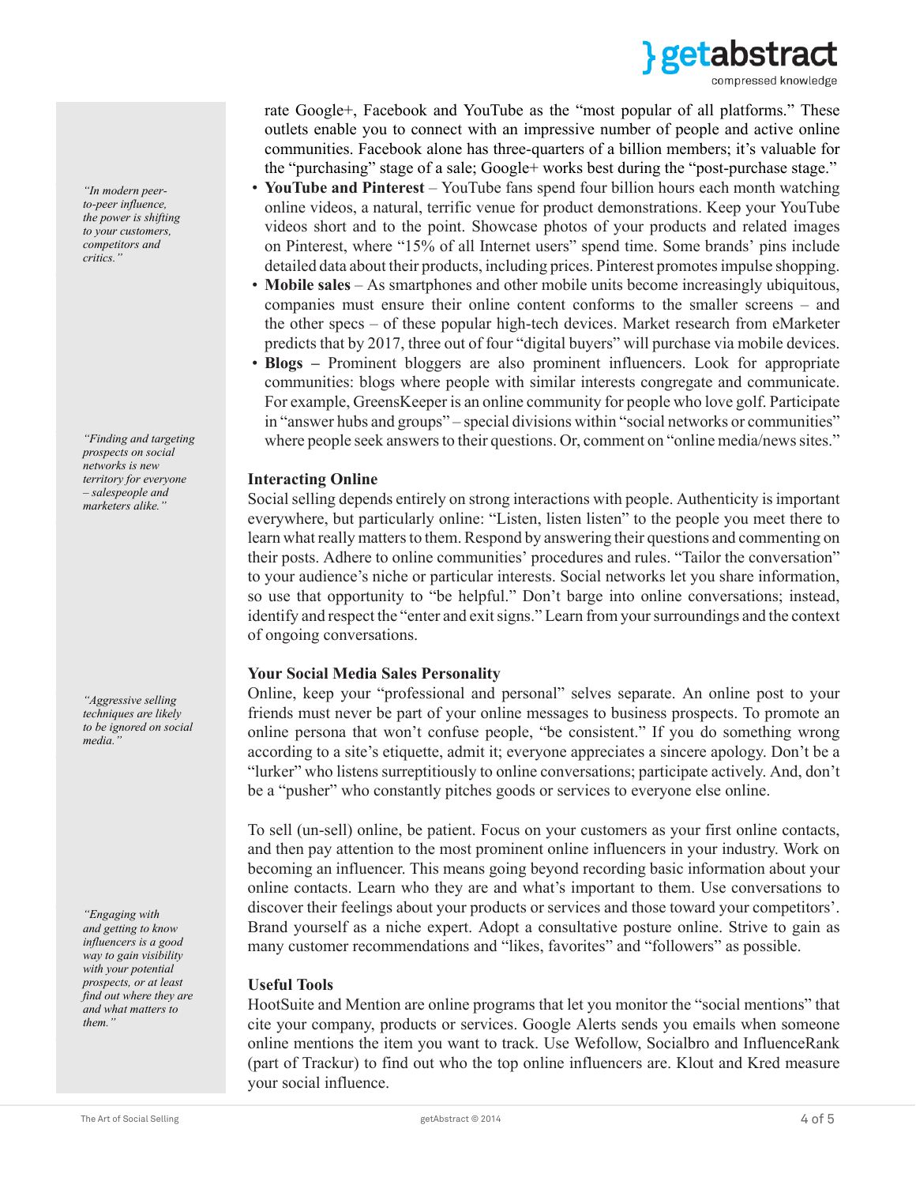rate Google+, Facebook and YouTube as the "most popular of all platforms." These outlets enable you to connect with an impressive number of people and active online communities. Facebook alone has three-quarters of a billion members; it's valuable for the "purchasing" stage of a sale; Google+ works best during the "post-purchase stage."

- **YouTube and Pinterest** – YouTube fans spend four billion hours each month watching online videos, a natural, terrific venue for product demonstrations. Keep your YouTube videos short and to the point. Showcase photos of your products and related images on Pinterest, where "15% of all Internet users" spend time. Some brands' pins include detailed data about their products, including prices. Pinterest promotes impulse shopping.
- **Mobile sales** – As smartphones and other mobile units become increasingly ubiquitous, companies must ensure their online content conforms to the smaller screens – and the other specs – of these popular high-tech devices. Market research from eMarketer predicts that by 2017, three out of four "digital buyers" will purchase via mobile devices.
- **Blogs –** Prominent bloggers are also prominent influencers. Look for appropriate communities: blogs where people with similar interests congregate and communicate. For example, GreensKeeper is an online community for people who love golf. Participate in "answer hubs and groups" – special divisions within "social networks or communities" where people seek answers to their questions. Or, comment on "online media/news sites."

*"In modern peer-to-peer influence, the power is shifting to your customers, competitors and critics."*

### Interacting Online

Social selling depends entirely on strong interactions with people. Authenticity is important everywhere, but particularly online: "Listen, listen listen" to the people you meet there to learn what really matters to them. Respond by answering their questions and commenting on their posts. Adhere to online communities' procedures and rules. "Tailor the conversation" to your audience's niche or particular interests. Social networks let you share information, so use that opportunity to "be helpful." Don't barge into online conversations; instead, identify and respect the "enter and exit signs." Learn from your surroundings and the context of ongoing conversations.

*"Finding and targeting prospects on social networks is new territory for everyone – salespeople and marketers alike."*

### Your Social Media Sales Personality

Online, keep your "professional and personal" selves separate. An online post to your friends must never be part of your online messages to business prospects. To promote an online persona that won't confuse people, "be consistent." If you do something wrong according to a site's etiquette, admit it; everyone appreciates a sincere apology. Don't be a "lurker" who listens surreptitiously to online conversations; participate actively. And, don't be a "pusher" who constantly pitches goods or services to everyone else online.

*"Aggressive selling techniques are likely to be ignored on social media."*

To sell (un-sell) online, be patient. Focus on your customers as your first online contacts, and then pay attention to the most prominent online influencers in your industry. Work on becoming an influencer. This means going beyond recording basic information about your online contacts. Learn who they are and what's important to them. Use conversations to discover their feelings about your products or services and those toward your competitors'. Brand yourself as a niche expert. Adopt a consultative posture online. Strive to gain as many customer recommendations and "likes, favorites" and "followers" as possible.

*"Engaging with and getting to know influencers is a good way to gain visibility with your potential prospects, or at least find out where they are and what matters to them."*

### Useful Tools

HootSuite and Mention are online programs that let you monitor the "social mentions" that cite your company, products or services. Google Alerts sends you emails when someone online mentions the item you want to track. Use Wefollow, Socialbro and InfluenceRank (part of Trackur) to find out who the top online influencers are. Klout and Kred measure your social influence.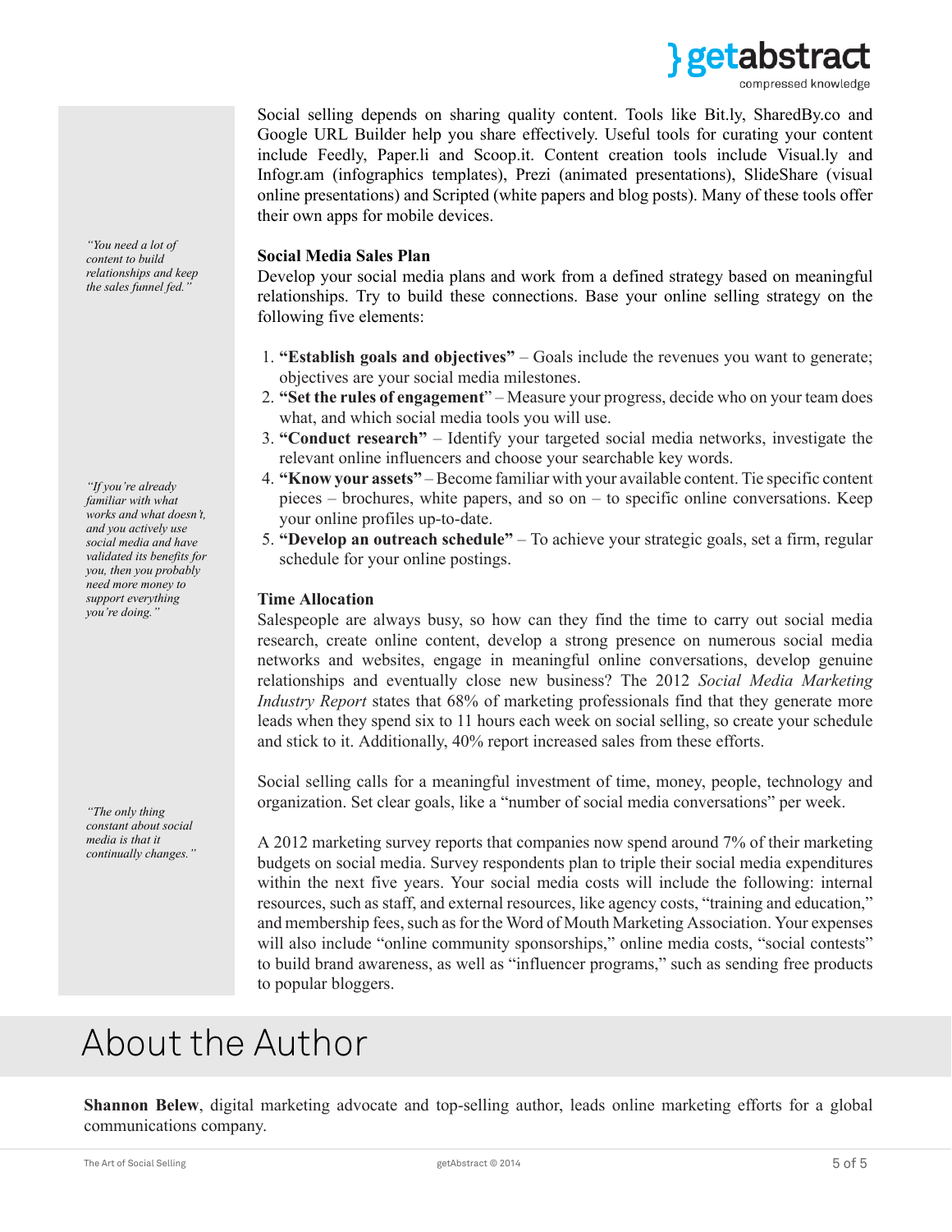Social selling depends on sharing quality content. Tools like Bit.ly, SharedBy.co and Google URL Builder help you share effectively. Useful tools for curating your content include Feedly, Paper.li and Scoop.it. Content creation tools include Visual.ly and Infogr.am (infographics templates), Prezi (animated presentations), SlideShare (visual online presentations) and Scripted (white papers and blog posts). Many of these tools offer their own apps for mobile devices.

*"You need a lot of content to build relationships and keep the sales funnel fed."*

### Social Media Sales Plan

Develop your social media plans and work from a defined strategy based on meaningful relationships. Try to build these connections. Base your online selling strategy on the following five elements:

1. **"Establish goals and objectives"** – Goals include the revenues you want to generate; objectives are your social media milestones.
2. **"Set the rules of engagement**" – Measure your progress, decide who on your team does what, and which social media tools you will use.
3. **"Conduct research"** – Identify your targeted social media networks, investigate the relevant online influencers and choose your searchable key words.
4. **"Know your assets"** – Become familiar with your available content. Tie specific content pieces – brochures, white papers, and so on – to specific online conversations. Keep your online profiles up-to-date.
5. **"Develop an outreach schedule"** – To achieve your strategic goals, set a firm, regular schedule for your online postings.

*"If you're already familiar with what works and what doesn't, and you actively use social media and have validated its benefits for you, then you probably need more money to support everything you're doing."*

### Time Allocation

Salespeople are always busy, so how can they find the time to carry out social media research, create online content, develop a strong presence on numerous social media networks and websites, engage in meaningful online conversations, develop genuine relationships and eventually close new business? The 2012 *Social Media Marketing Industry Report* states that 68% of marketing professionals find that they generate more leads when they spend six to 11 hours each week on social selling, so create your schedule and stick to it. Additionally, 40% report increased sales from these efforts.

Social selling calls for a meaningful investment of time, money, people, technology and organization. Set clear goals, like a "number of social media conversations" per week.

*"The only thing constant about social media is that it continually changes."*

A 2012 marketing survey reports that companies now spend around 7% of their marketing budgets on social media. Survey respondents plan to triple their social media expenditures within the next five years. Your social media costs will include the following: internal resources, such as staff, and external resources, like agency costs, "training and education," and membership fees, such as for the Word of Mouth Marketing Association. Your expenses will also include "online community sponsorships," online media costs, "social contests" to build brand awareness, as well as "influencer programs," such as sending free products to popular bloggers.

## About the Author

**Shannon Belew**, digital marketing advocate and top-selling author, leads online marketing efforts for a global communications company.